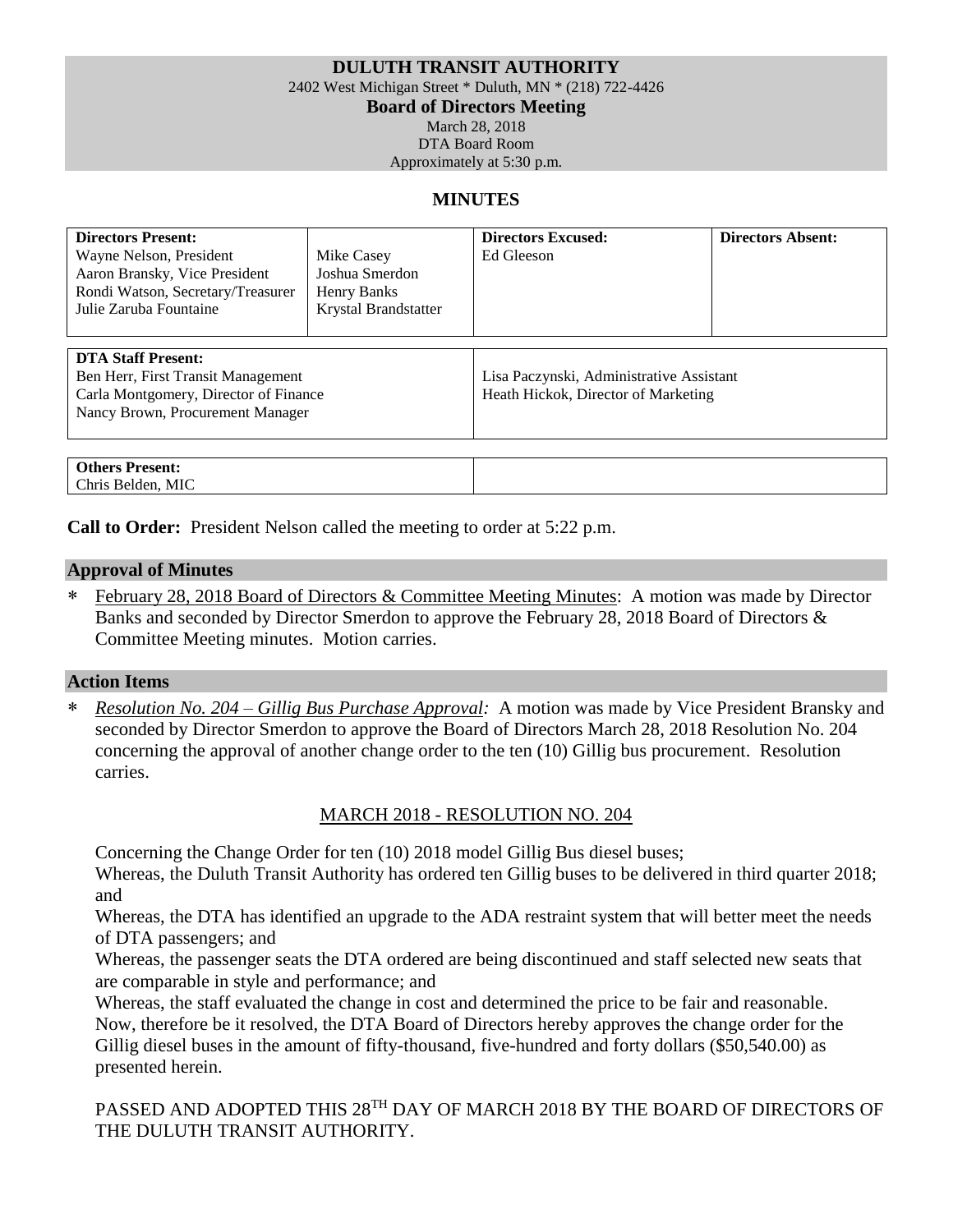# DULUTH TRANSIT AUTHORITY

2402 West Michigan Street * Duluth, MN * (218) 722-4426

**Board of Directors Meeting**

March 28, 2018
DTA Board Room
Approximately at 5:30 p.m.

## MINUTES

| **Directors Present:** | | **Directors Excused:** | **Directors Absent:** |
|---|---|---|---|
| Wayne Nelson, President | Mike Casey | Ed Gleeson | |
| Aaron Bransky, Vice President | Joshua Smerdon | | |
| Rondi Watson, Secretary/Treasurer | Henry Banks | | |
| Julie Zaruba Fountaine | Krystal Brandstatter | | |

| **DTA Staff Present:** | |
|---|---|
| Ben Herr, First Transit Management | Lisa Paczynski, Administrative Assistant |
| Carla Montgomery, Director of Finance | Heath Hickok, Director of Marketing |
| Nancy Brown, Procurement Manager | |

| **Others Present:** | |
|---|---|
| Chris Belden, MIC | |

**Call to Order:** President Nelson called the meeting to order at 5:22 p.m.

### Approval of Minutes

* February 28, 2018 Board of Directors & Committee Meeting Minutes: A motion was made by Director Banks and seconded by Director Smerdon to approve the February 28, 2018 Board of Directors & Committee Meeting minutes. Motion carries.

### Action Items

* *Resolution No. 204 – Gillig Bus Purchase Approval:* A motion was made by Vice President Bransky and seconded by Director Smerdon to approve the Board of Directors March 28, 2018 Resolution No. 204 concerning the approval of another change order to the ten (10) Gillig bus procurement. Resolution carries.

MARCH 2018 - RESOLUTION NO. 204

Concerning the Change Order for ten (10) 2018 model Gillig Bus diesel buses;
Whereas, the Duluth Transit Authority has ordered ten Gillig buses to be delivered in third quarter 2018; and
Whereas, the DTA has identified an upgrade to the ADA restraint system that will better meet the needs of DTA passengers; and
Whereas, the passenger seats the DTA ordered are being discontinued and staff selected new seats that are comparable in style and performance; and
Whereas, the staff evaluated the change in cost and determined the price to be fair and reasonable.
Now, therefore be it resolved, the DTA Board of Directors hereby approves the change order for the Gillig diesel buses in the amount of fifty-thousand, five-hundred and forty dollars ($50,540.00) as presented herein.

PASSED AND ADOPTED THIS 28TH DAY OF MARCH 2018 BY THE BOARD OF DIRECTORS OF THE DULUTH TRANSIT AUTHORITY.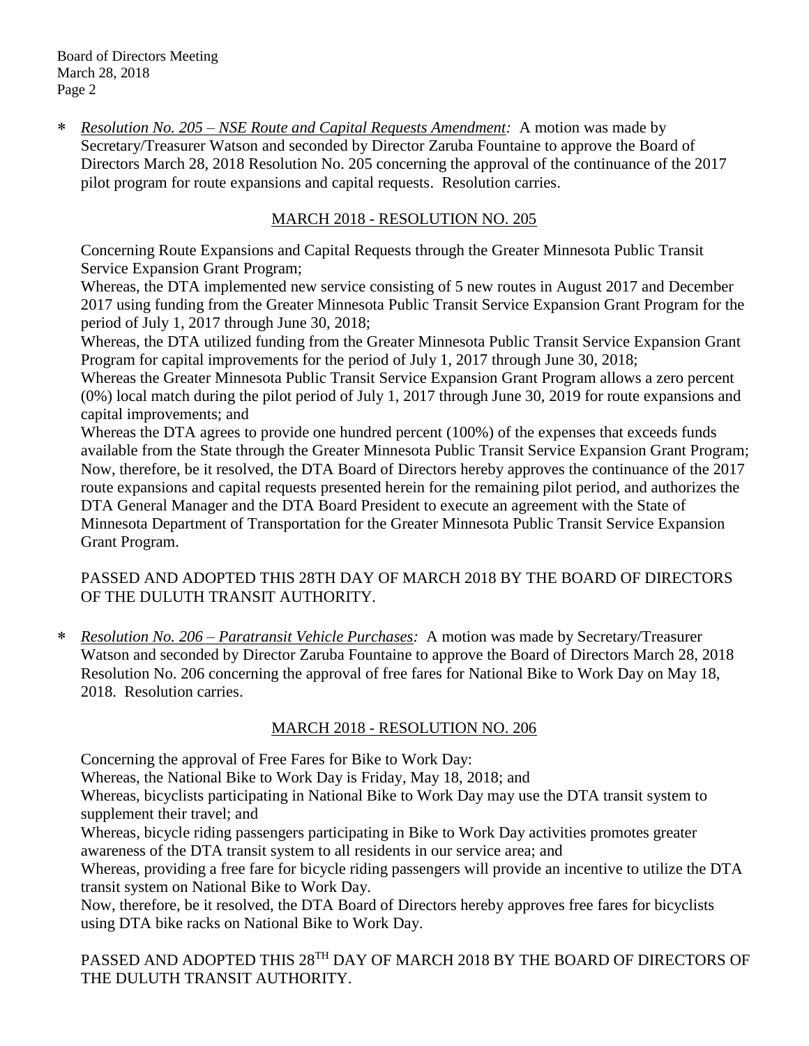* *Resolution No. 205 – NSE Route and Capital Requests Amendment:* A motion was made by Secretary/Treasurer Watson and seconded by Director Zaruba Fountaine to approve the Board of Directors March 28, 2018 Resolution No. 205 concerning the approval of the continuance of the 2017 pilot program for route expansions and capital requests. Resolution carries.

MARCH 2018 - RESOLUTION NO. 205

Concerning Route Expansions and Capital Requests through the Greater Minnesota Public Transit Service Expansion Grant Program;

Whereas, the DTA implemented new service consisting of 5 new routes in August 2017 and December 2017 using funding from the Greater Minnesota Public Transit Service Expansion Grant Program for the period of July 1, 2017 through June 30, 2018;

Whereas, the DTA utilized funding from the Greater Minnesota Public Transit Service Expansion Grant Program for capital improvements for the period of July 1, 2017 through June 30, 2018;

Whereas the Greater Minnesota Public Transit Service Expansion Grant Program allows a zero percent (0%) local match during the pilot period of July 1, 2017 through June 30, 2019 for route expansions and capital improvements; and

Whereas the DTA agrees to provide one hundred percent (100%) of the expenses that exceeds funds available from the State through the Greater Minnesota Public Transit Service Expansion Grant Program;

Now, therefore, be it resolved, the DTA Board of Directors hereby approves the continuance of the 2017 route expansions and capital requests presented herein for the remaining pilot period, and authorizes the DTA General Manager and the DTA Board President to execute an agreement with the State of Minnesota Department of Transportation for the Greater Minnesota Public Transit Service Expansion Grant Program.

PASSED AND ADOPTED THIS 28TH DAY OF MARCH 2018 BY THE BOARD OF DIRECTORS OF THE DULUTH TRANSIT AUTHORITY.

* *Resolution No. 206 – Paratransit Vehicle Purchases:* A motion was made by Secretary/Treasurer Watson and seconded by Director Zaruba Fountaine to approve the Board of Directors March 28, 2018 Resolution No. 206 concerning the approval of free fares for National Bike to Work Day on May 18, 2018. Resolution carries.

MARCH 2018 - RESOLUTION NO. 206

Concerning the approval of Free Fares for Bike to Work Day:

Whereas, the National Bike to Work Day is Friday, May 18, 2018; and

Whereas, bicyclists participating in National Bike to Work Day may use the DTA transit system to supplement their travel; and

Whereas, bicycle riding passengers participating in Bike to Work Day activities promotes greater awareness of the DTA transit system to all residents in our service area; and

Whereas, providing a free fare for bicycle riding passengers will provide an incentive to utilize the DTA transit system on National Bike to Work Day.

Now, therefore, be it resolved, the DTA Board of Directors hereby approves free fares for bicyclists using DTA bike racks on National Bike to Work Day.

PASSED AND ADOPTED THIS 28TH DAY OF MARCH 2018 BY THE BOARD OF DIRECTORS OF THE DULUTH TRANSIT AUTHORITY.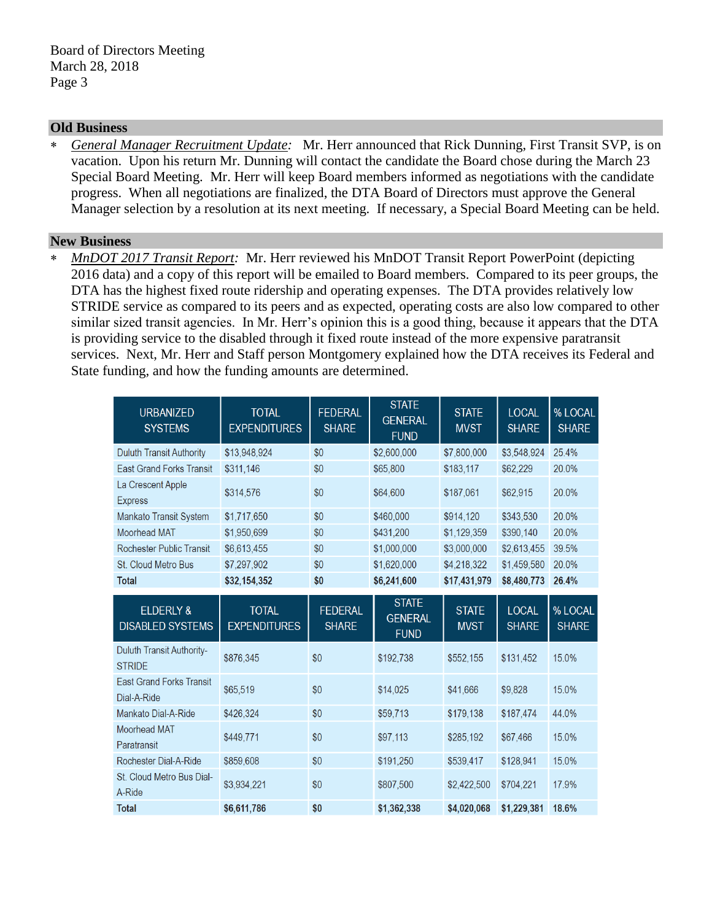## Old Business

* *General Manager Recruitment Update:* Mr. Herr announced that Rick Dunning, First Transit SVP, is on vacation. Upon his return Mr. Dunning will contact the candidate the Board chose during the March 23 Special Board Meeting. Mr. Herr will keep Board members informed as negotiations with the candidate progress. When all negotiations are finalized, the DTA Board of Directors must approve the General Manager selection by a resolution at its next meeting. If necessary, a Special Board Meeting can be held.

## New Business

* *MnDOT 2017 Transit Report:* Mr. Herr reviewed his MnDOT Transit Report PowerPoint (depicting 2016 data) and a copy of this report will be emailed to Board members. Compared to its peer groups, the DTA has the highest fixed route ridership and operating expenses. The DTA provides relatively low STRIDE service as compared to its peers and as expected, operating costs are also low compared to other similar sized transit agencies. In Mr. Herr's opinion this is a good thing, because it appears that the DTA is providing service to the disabled through it fixed route instead of the more expensive paratransit services. Next, Mr. Herr and Staff person Montgomery explained how the DTA receives its Federal and State funding, and how the funding amounts are determined.

| URBANIZED SYSTEMS | TOTAL EXPENDITURES | FEDERAL SHARE | STATE GENERAL FUND | STATE MVST | LOCAL SHARE | % LOCAL SHARE |
|---|---|---|---|---|---|---|
| Duluth Transit Authority | $13,948,924 | $0 | $2,600,000 | $7,800,000 | $3,548,924 | 25.4% |
| East Grand Forks Transit | $311,146 | $0 | $65,800 | $183,117 | $62,229 | 20.0% |
| La Crescent Apple Express | $314,576 | $0 | $64,600 | $187,061 | $62,915 | 20.0% |
| Mankato Transit System | $1,717,650 | $0 | $460,000 | $914,120 | $343,530 | 20.0% |
| Moorhead MAT | $1,950,699 | $0 | $431,200 | $1,129,359 | $390,140 | 20.0% |
| Rochester Public Transit | $6,613,455 | $0 | $1,000,000 | $3,000,000 | $2,613,455 | 39.5% |
| St. Cloud Metro Bus | $7,297,902 | $0 | $1,620,000 | $4,218,322 | $1,459,580 | 20.0% |
| **Total** | **$32,154,352** | **$0** | **$6,241,600** | **$17,431,979** | **$8,480,773** | **26.4%** |

| ELDERLY & DISABLED SYSTEMS | TOTAL EXPENDITURES | FEDERAL SHARE | STATE GENERAL FUND | STATE MVST | LOCAL SHARE | % LOCAL SHARE |
|---|---|---|---|---|---|---|
| Duluth Transit Authority-STRIDE | $876,345 | $0 | $192,738 | $552,155 | $131,452 | 15.0% |
| East Grand Forks Transit Dial-A-Ride | $65,519 | $0 | $14,025 | $41,666 | $9,828 | 15.0% |
| Mankato Dial-A-Ride | $426,324 | $0 | $59,713 | $179,138 | $187,474 | 44.0% |
| Moorhead MAT Paratransit | $449,771 | $0 | $97,113 | $285,192 | $67,466 | 15.0% |
| Rochester Dial-A-Ride | $859,608 | $0 | $191,250 | $539,417 | $128,941 | 15.0% |
| St. Cloud Metro Bus Dial-A-Ride | $3,934,221 | $0 | $807,500 | $2,422,500 | $704,221 | 17.9% |
| **Total** | **$6,611,786** | **$0** | **$1,362,338** | **$4,020,068** | **$1,229,381** | **18.6%** |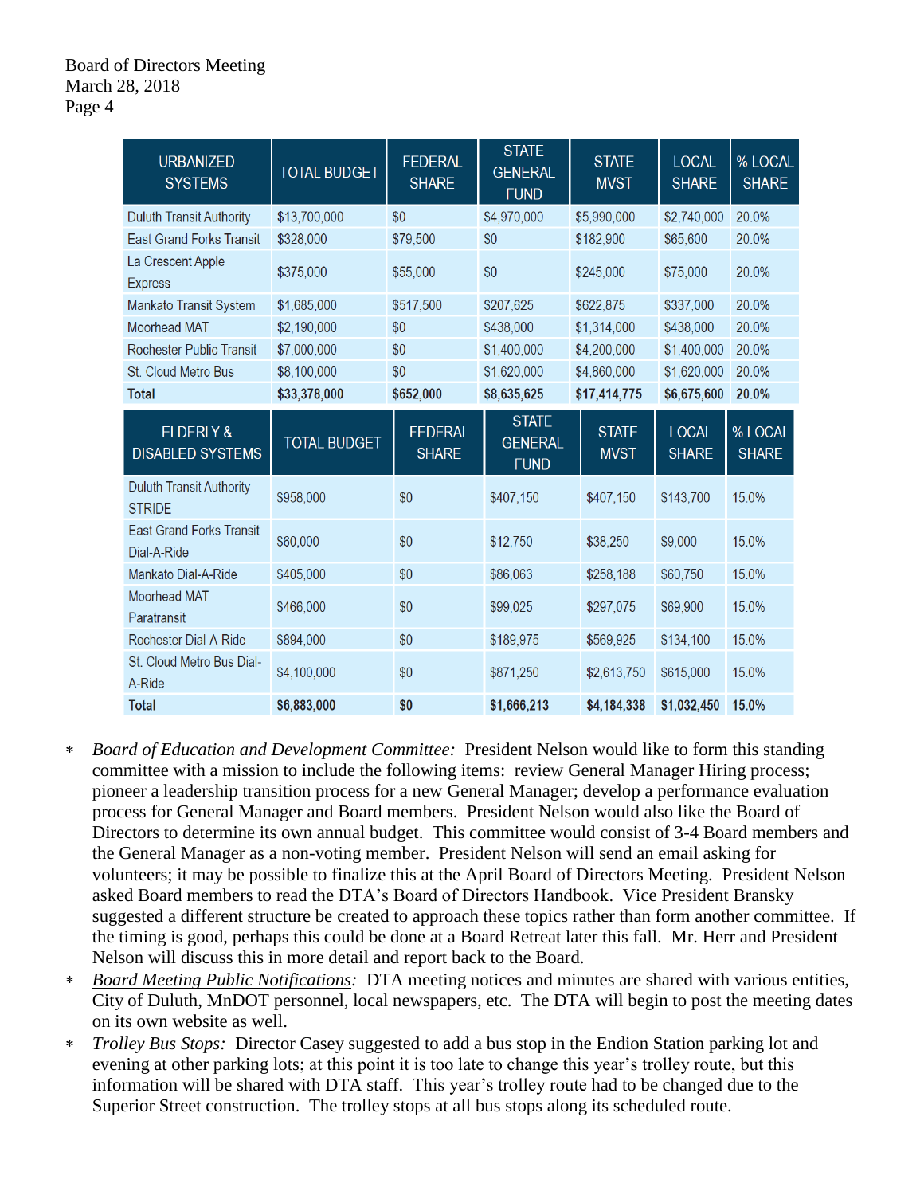| URBANIZED SYSTEMS | TOTAL BUDGET | FEDERAL SHARE | STATE GENERAL FUND | STATE MVST | LOCAL SHARE | % LOCAL SHARE |
|---|---|---|---|---|---|---|
| Duluth Transit Authority | $13,700,000 | $0 | $4,970,000 | $5,990,000 | $2,740,000 | 20.0% |
| East Grand Forks Transit | $328,000 | $79,500 | $0 | $182,900 | $65,600 | 20.0% |
| La Crescent Apple Express | $375,000 | $55,000 | $0 | $245,000 | $75,000 | 20.0% |
| Mankato Transit System | $1,685,000 | $517,500 | $207,625 | $622,875 | $337,000 | 20.0% |
| Moorhead MAT | $2,190,000 | $0 | $438,000 | $1,314,000 | $438,000 | 20.0% |
| Rochester Public Transit | $7,000,000 | $0 | $1,400,000 | $4,200,000 | $1,400,000 | 20.0% |
| St. Cloud Metro Bus | $8,100,000 | $0 | $1,620,000 | $4,860,000 | $1,620,000 | 20.0% |
| **Total** | **$33,378,000** | **$652,000** | **$8,635,625** | **$17,414,775** | **$6,675,600** | **20.0%** |

| ELDERLY & DISABLED SYSTEMS | TOTAL BUDGET | FEDERAL SHARE | STATE GENERAL FUND | STATE MVST | LOCAL SHARE | % LOCAL SHARE |
|---|---|---|---|---|---|---|
| Duluth Transit Authority-STRIDE | $958,000 | $0 | $407,150 | $407,150 | $143,700 | 15.0% |
| East Grand Forks Transit Dial-A-Ride | $60,000 | $0 | $12,750 | $38,250 | $9,000 | 15.0% |
| Mankato Dial-A-Ride | $405,000 | $0 | $86,063 | $258,188 | $60,750 | 15.0% |
| Moorhead MAT Paratransit | $466,000 | $0 | $99,025 | $297,075 | $69,900 | 15.0% |
| Rochester Dial-A-Ride | $894,000 | $0 | $189,975 | $569,925 | $134,100 | 15.0% |
| St. Cloud Metro Bus Dial-A-Ride | $4,100,000 | $0 | $871,250 | $2,613,750 | $615,000 | 15.0% |
| **Total** | **$6,883,000** | **$0** | **$1,666,213** | **$4,184,338** | **$1,032,450** | **15.0%** |

* *Board of Education and Development Committee:* President Nelson would like to form this standing committee with a mission to include the following items: review General Manager Hiring process; pioneer a leadership transition process for a new General Manager; develop a performance evaluation process for General Manager and Board members. President Nelson would also like the Board of Directors to determine its own annual budget. This committee would consist of 3-4 Board members and the General Manager as a non-voting member. President Nelson will send an email asking for volunteers; it may be possible to finalize this at the April Board of Directors Meeting. President Nelson asked Board members to read the DTA's Board of Directors Handbook. Vice President Bransky suggested a different structure be created to approach these topics rather than form another committee. If the timing is good, perhaps this could be done at a Board Retreat later this fall. Mr. Herr and President Nelson will discuss this in more detail and report back to the Board.
* *Board Meeting Public Notifications:* DTA meeting notices and minutes are shared with various entities, City of Duluth, MnDOT personnel, local newspapers, etc. The DTA will begin to post the meeting dates on its own website as well.
* *Trolley Bus Stops:* Director Casey suggested to add a bus stop in the Endion Station parking lot and evening at other parking lots; at this point it is too late to change this year's trolley route, but this information will be shared with DTA staff. This year's trolley route had to be changed due to the Superior Street construction. The trolley stops at all bus stops along its scheduled route.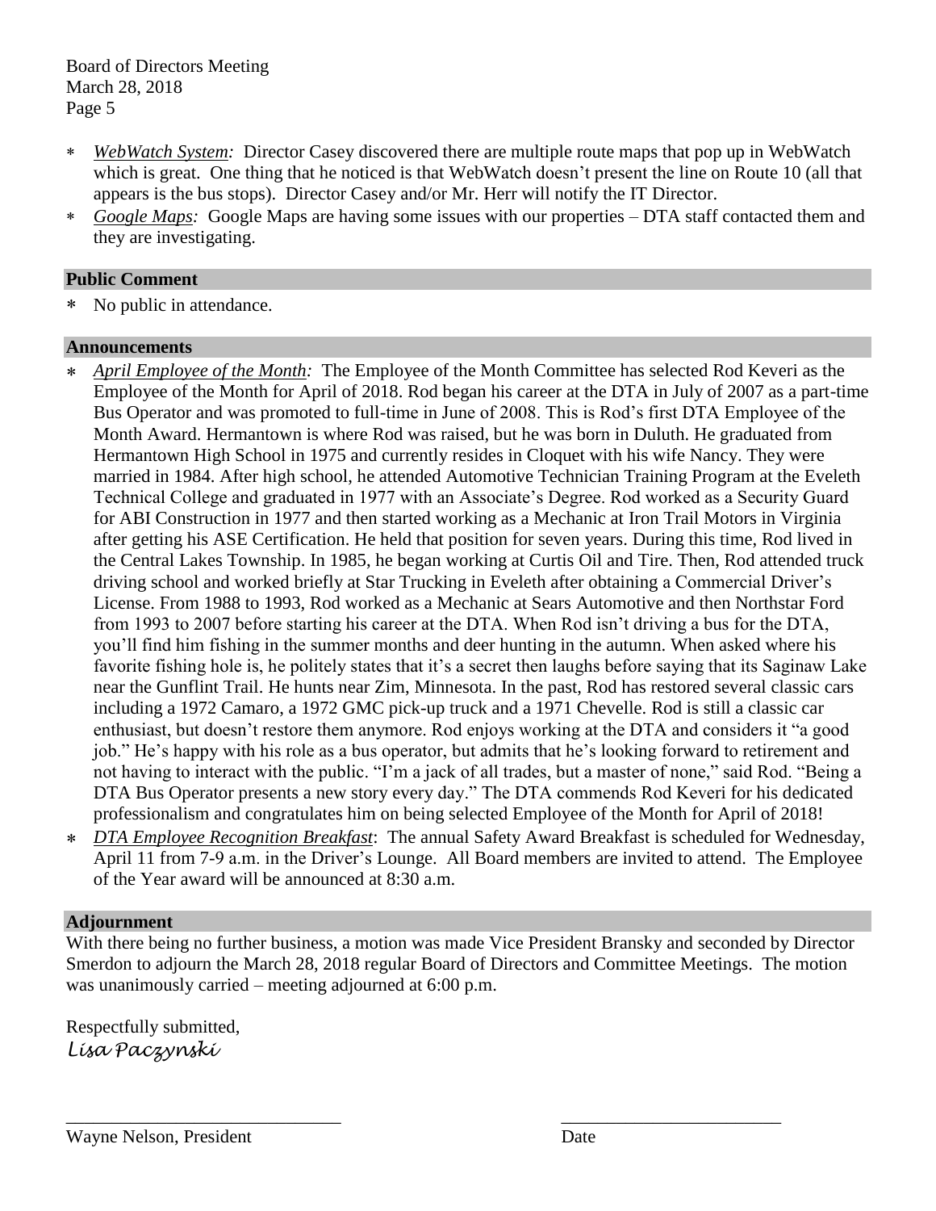- *WebWatch System:* Director Casey discovered there are multiple route maps that pop up in WebWatch which is great. One thing that he noticed is that WebWatch doesn't present the line on Route 10 (all that appears is the bus stops). Director Casey and/or Mr. Herr will notify the IT Director.
- *Google Maps:* Google Maps are having some issues with our properties – DTA staff contacted them and they are investigating.

## Public Comment

- No public in attendance.

## Announcements

- *April Employee of the Month:* The Employee of the Month Committee has selected Rod Keveri as the Employee of the Month for April of 2018. Rod began his career at the DTA in July of 2007 as a part-time Bus Operator and was promoted to full-time in June of 2008. This is Rod's first DTA Employee of the Month Award. Hermantown is where Rod was raised, but he was born in Duluth. He graduated from Hermantown High School in 1975 and currently resides in Cloquet with his wife Nancy. They were married in 1984. After high school, he attended Automotive Technician Training Program at the Eveleth Technical College and graduated in 1977 with an Associate's Degree. Rod worked as a Security Guard for ABI Construction in 1977 and then started working as a Mechanic at Iron Trail Motors in Virginia after getting his ASE Certification. He held that position for seven years. During this time, Rod lived in the Central Lakes Township. In 1985, he began working at Curtis Oil and Tire. Then, Rod attended truck driving school and worked briefly at Star Trucking in Eveleth after obtaining a Commercial Driver's License. From 1988 to 1993, Rod worked as a Mechanic at Sears Automotive and then Northstar Ford from 1993 to 2007 before starting his career at the DTA. When Rod isn't driving a bus for the DTA, you'll find him fishing in the summer months and deer hunting in the autumn. When asked where his favorite fishing hole is, he politely states that it's a secret then laughs before saying that its Saginaw Lake near the Gunflint Trail. He hunts near Zim, Minnesota. In the past, Rod has restored several classic cars including a 1972 Camaro, a 1972 GMC pick-up truck and a 1971 Chevelle. Rod is still a classic car enthusiast, but doesn't restore them anymore. Rod enjoys working at the DTA and considers it "a good job." He's happy with his role as a bus operator, but admits that he's looking forward to retirement and not having to interact with the public. "I'm a jack of all trades, but a master of none," said Rod. "Being a DTA Bus Operator presents a new story every day." The DTA commends Rod Keveri for his dedicated professionalism and congratulates him on being selected Employee of the Month for April of 2018!
- *DTA Employee Recognition Breakfast*: The annual Safety Award Breakfast is scheduled for Wednesday, April 11 from 7-9 a.m. in the Driver's Lounge. All Board members are invited to attend. The Employee of the Year award will be announced at 8:30 a.m.

## Adjournment

With there being no further business, a motion was made Vice President Bransky and seconded by Director Smerdon to adjourn the March 28, 2018 regular Board of Directors and Committee Meetings. The motion was unanimously carried – meeting adjourned at 6:00 p.m.

Respectfully submitted,
*Lisa Paczynski*

\_\_\_\_\_\_\_\_\_\_\_\_\_\_\_\_\_\_\_\_\_\_\_\_\_\_\_\_\_\_ \_\_\_\_\_\_\_\_\_\_\_\_\_\_\_\_\_\_\_\_\_\_\_\_\_

Wayne Nelson, President Date